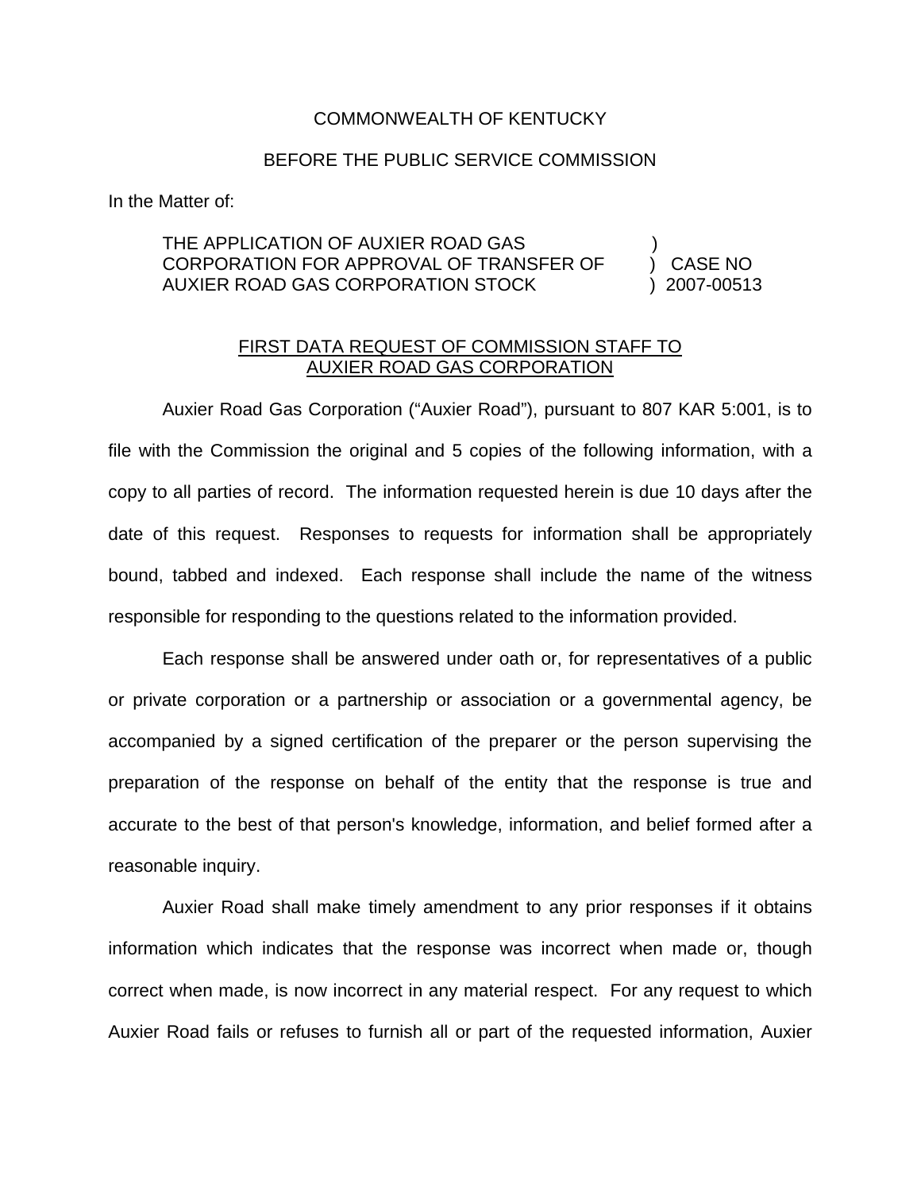COMMONWEALTH OF KENTUCKY

BEFORE THE PUBLIC SERVICE COMMISSION

In the Matter of:

| | | |
|---|---|---|
| THE APPLICATION OF AUXIER ROAD GAS CORPORATION FOR APPROVAL OF TRANSFER OF AUXIER ROAD GAS CORPORATION STOCK | ) ) ) | CASE NO 2007-00513 |

FIRST DATA REQUEST OF COMMISSION STAFF TO AUXIER ROAD GAS CORPORATION

Auxier Road Gas Corporation ("Auxier Road"), pursuant to 807 KAR 5:001, is to file with the Commission the original and 5 copies of the following information, with a copy to all parties of record. The information requested herein is due 10 days after the date of this request. Responses to requests for information shall be appropriately bound, tabbed and indexed. Each response shall include the name of the witness responsible for responding to the questions related to the information provided.

Each response shall be answered under oath or, for representatives of a public or private corporation or a partnership or association or a governmental agency, be accompanied by a signed certification of the preparer or the person supervising the preparation of the response on behalf of the entity that the response is true and accurate to the best of that person's knowledge, information, and belief formed after a reasonable inquiry.

Auxier Road shall make timely amendment to any prior responses if it obtains information which indicates that the response was incorrect when made or, though correct when made, is now incorrect in any material respect. For any request to which Auxier Road fails or refuses to furnish all or part of the requested information, Auxier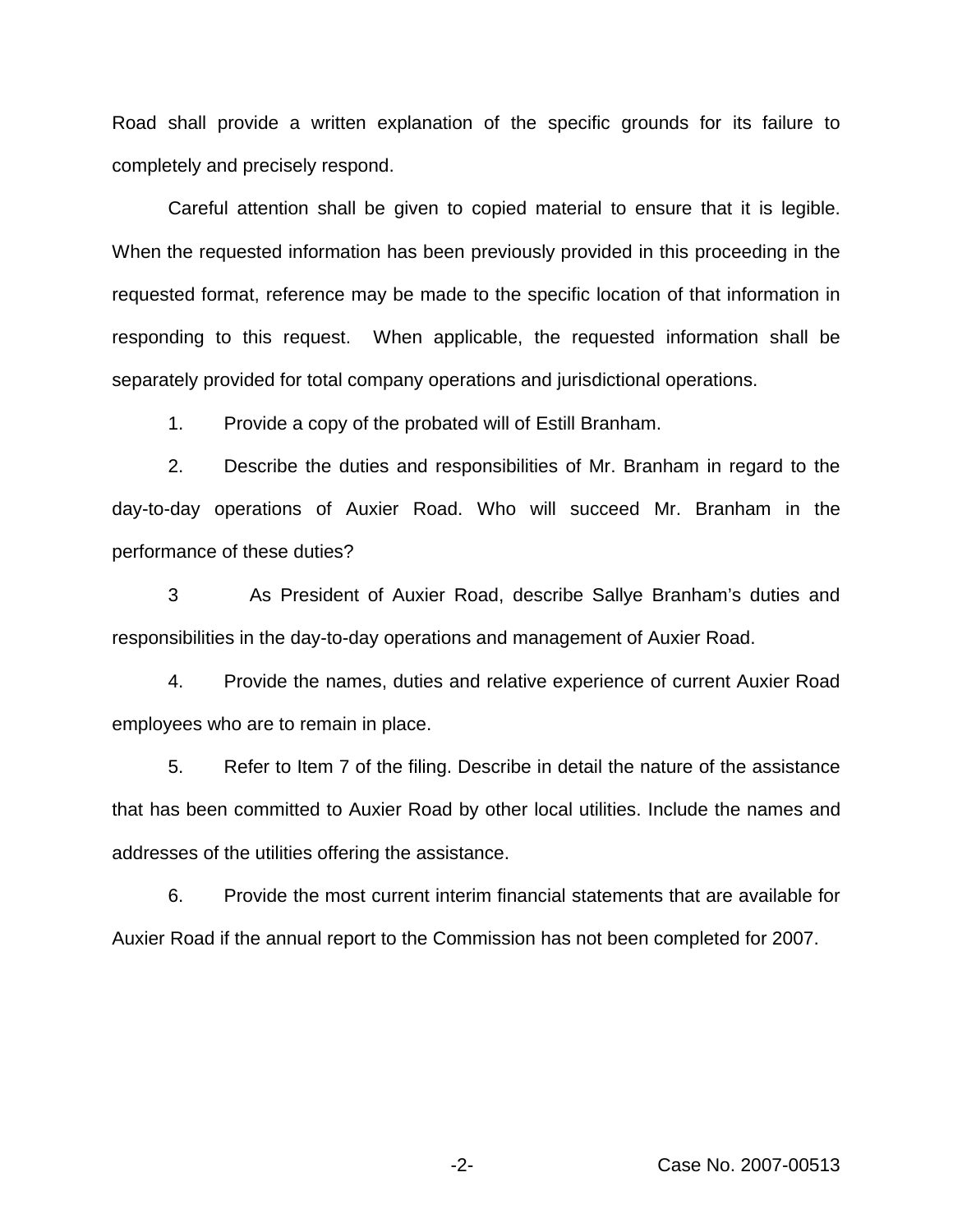Road shall provide a written explanation of the specific grounds for its failure to completely and precisely respond.

Careful attention shall be given to copied material to ensure that it is legible. When the requested information has been previously provided in this proceeding in the requested format, reference may be made to the specific location of that information in responding to this request. When applicable, the requested information shall be separately provided for total company operations and jurisdictional operations.

1. Provide a copy of the probated will of Estill Branham.

2. Describe the duties and responsibilities of Mr. Branham in regard to the day-to-day operations of Auxier Road. Who will succeed Mr. Branham in the performance of these duties?

3 As President of Auxier Road, describe Sallye Branham's duties and responsibilities in the day-to-day operations and management of Auxier Road.

4. Provide the names, duties and relative experience of current Auxier Road employees who are to remain in place.

5. Refer to Item 7 of the filing. Describe in detail the nature of the assistance that has been committed to Auxier Road by other local utilities. Include the names and addresses of the utilities offering the assistance.

6. Provide the most current interim financial statements that are available for Auxier Road if the annual report to the Commission has not been completed for 2007.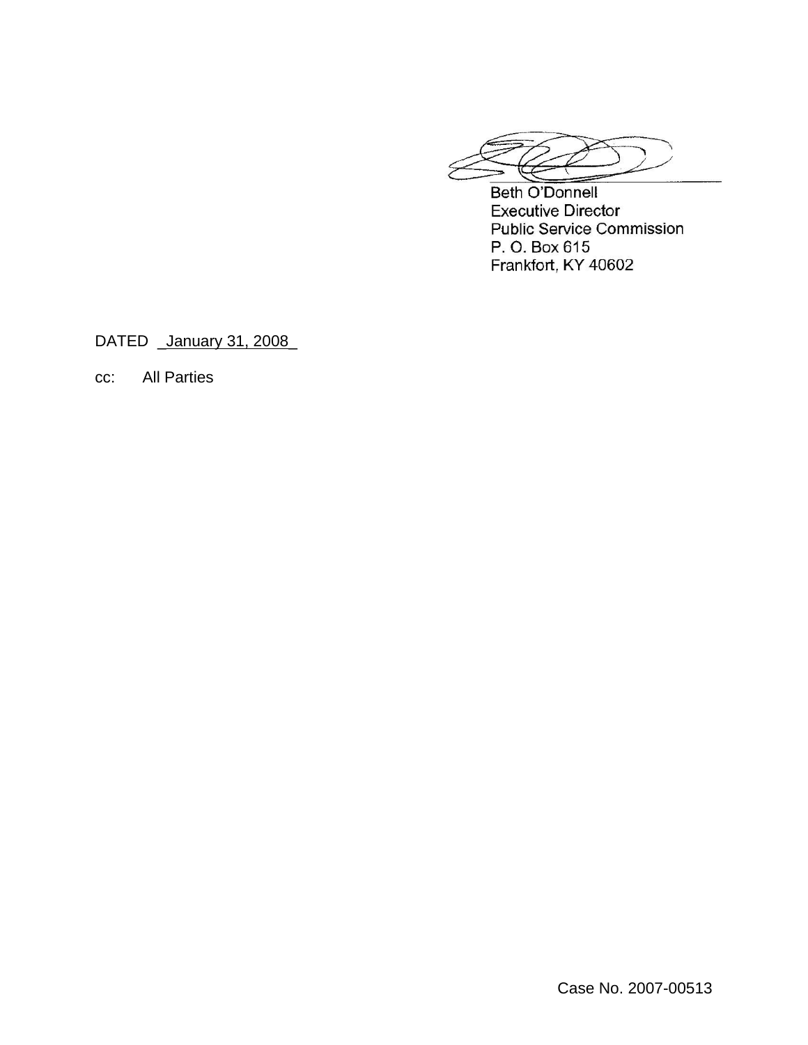Beth O'Donnell
Executive Director
Public Service Commission
P. O. Box 615
Frankfort, KY 40602

DATED _January 31, 2008_

cc: All Parties

Case No. 2007-00513